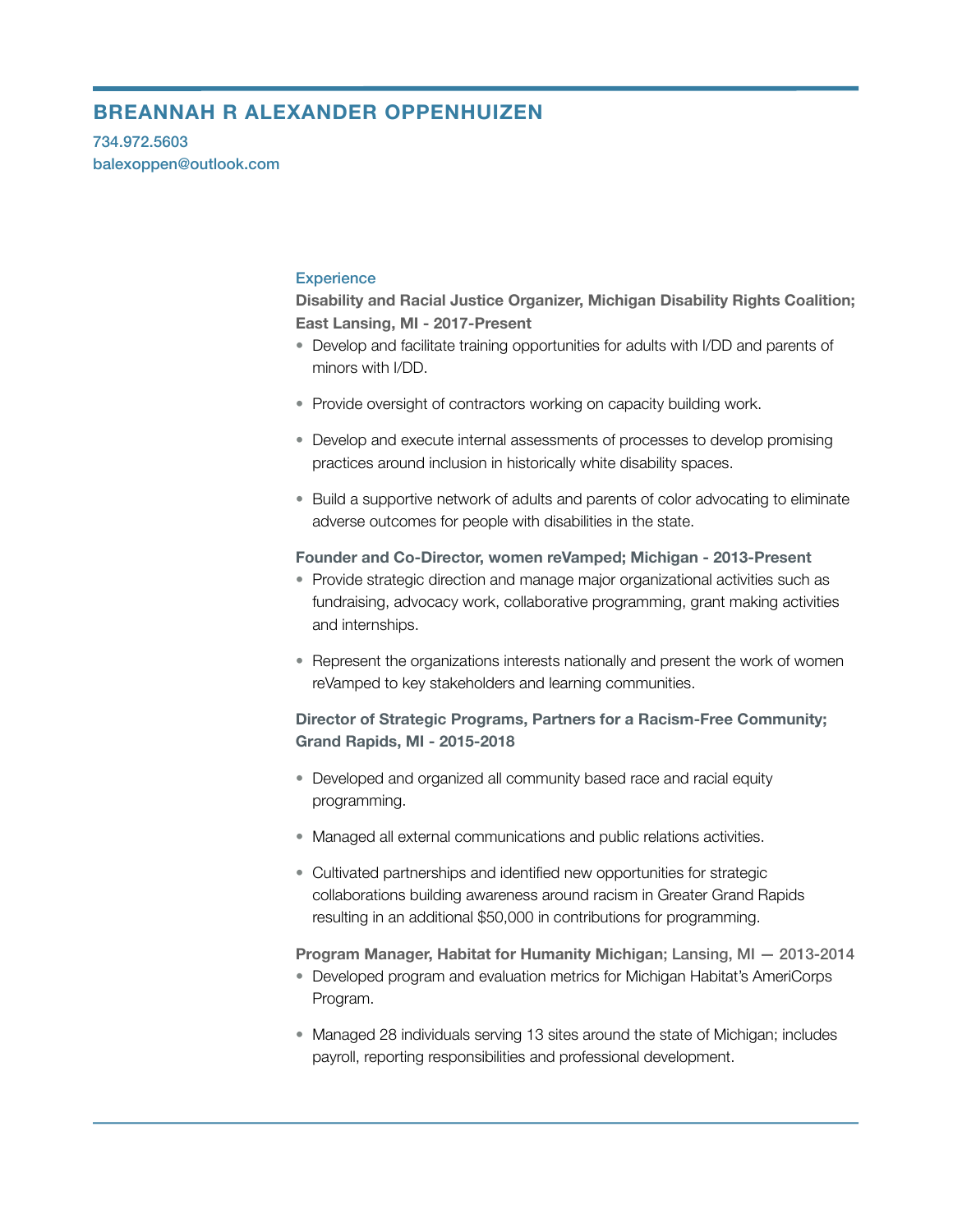# BREANNAH R ALEXANDER OPPENHUIZEN

734.972.5603
balexoppen@outlook.com

## Experience

**Disability and Racial Justice Organizer, Michigan Disability Rights Coalition; East Lansing, MI - 2017-Present**

- Develop and facilitate training opportunities for adults with I/DD and parents of minors with I/DD.
- Provide oversight of contractors working on capacity building work.
- Develop and execute internal assessments of processes to develop promising practices around inclusion in historically white disability spaces.
- Build a supportive network of adults and parents of color advocating to eliminate adverse outcomes for people with disabilities in the state.

**Founder and Co-Director, women reVamped; Michigan - 2013-Present**

- Provide strategic direction and manage major organizational activities such as fundraising, advocacy work, collaborative programming, grant making activities and internships.
- Represent the organizations interests nationally and present the work of women reVamped to key stakeholders and learning communities.

**Director of Strategic Programs, Partners for a Racism-Free Community; Grand Rapids, MI - 2015-2018**

- Developed and organized all community based race and racial equity programming.
- Managed all external communications and public relations activities.
- Cultivated partnerships and identified new opportunities for strategic collaborations building awareness around racism in Greater Grand Rapids resulting in an additional $50,000 in contributions for programming.

**Program Manager, Habitat for Humanity Michigan**; Lansing, MI — 2013-2014

- Developed program and evaluation metrics for Michigan Habitat's AmeriCorps Program.
- Managed 28 individuals serving 13 sites around the state of Michigan; includes payroll, reporting responsibilities and professional development.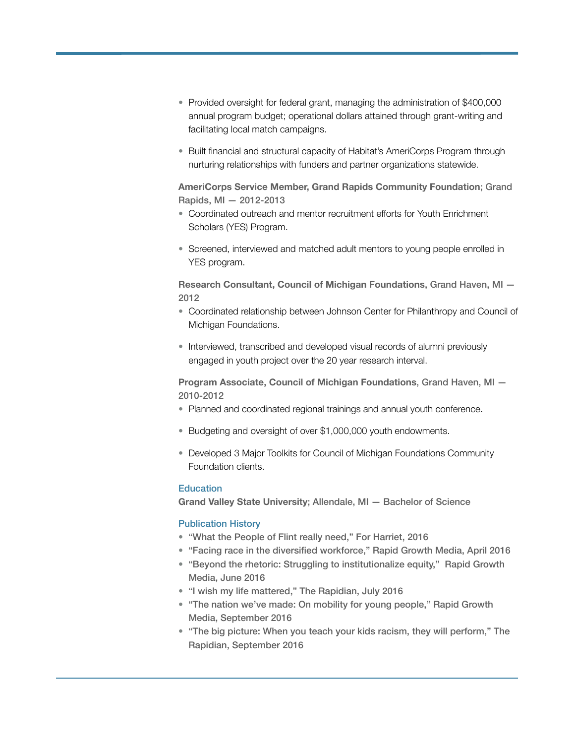- Provided oversight for federal grant, managing the administration of $400,000 annual program budget; operational dollars attained through grant-writing and facilitating local match campaigns.
- Built financial and structural capacity of Habitat's AmeriCorps Program through nurturing relationships with funders and partner organizations statewide.

**AmeriCorps Service Member, Grand Rapids Community Foundation**; Grand Rapids, MI — 2012-2013

- Coordinated outreach and mentor recruitment efforts for Youth Enrichment Scholars (YES) Program.
- Screened, interviewed and matched adult mentors to young people enrolled in YES program.

**Research Consultant, Council of Michigan Foundations**, Grand Haven, MI — 2012

- Coordinated relationship between Johnson Center for Philanthropy and Council of Michigan Foundations.
- Interviewed, transcribed and developed visual records of alumni previously engaged in youth project over the 20 year research interval.

**Program Associate, Council of Michigan Foundations**, Grand Haven, MI — 2010-2012

- Planned and coordinated regional trainings and annual youth conference.
- Budgeting and oversight of over $1,000,000 youth endowments.
- Developed 3 Major Toolkits for Council of Michigan Foundations Community Foundation clients.

## Education

**Grand Valley State University**; Allendale, MI — Bachelor of Science

## Publication History

- "What the People of Flint really need," For Harriet, 2016
- "Facing race in the diversified workforce," Rapid Growth Media, April 2016
- "Beyond the rhetoric: Struggling to institutionalize equity," Rapid Growth Media, June 2016
- "I wish my life mattered," The Rapidian, July 2016
- "The nation we've made: On mobility for young people," Rapid Growth Media, September 2016
- "The big picture: When you teach your kids racism, they will perform," The Rapidian, September 2016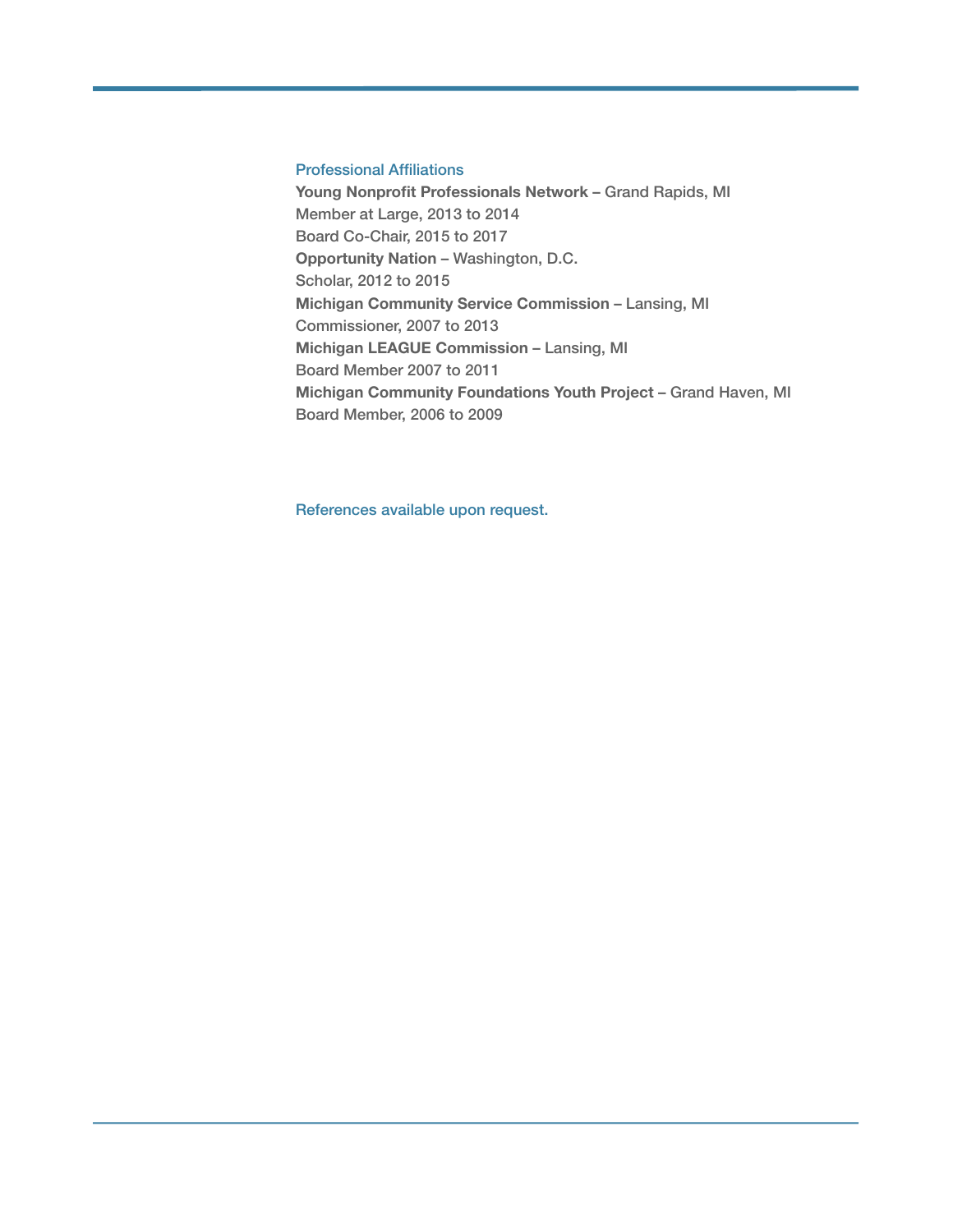## Professional Affiliations

**Young Nonprofit Professionals Network –** Grand Rapids, MI
Member at Large, 2013 to 2014
Board Co-Chair, 2015 to 2017

**Opportunity Nation –** Washington, D.C.
Scholar, 2012 to 2015

**Michigan Community Service Commission –** Lansing, MI
Commissioner, 2007 to 2013

**Michigan LEAGUE Commission –** Lansing, MI
Board Member 2007 to 2011

**Michigan Community Foundations Youth Project –** Grand Haven, MI
Board Member, 2006 to 2009

References available upon request.